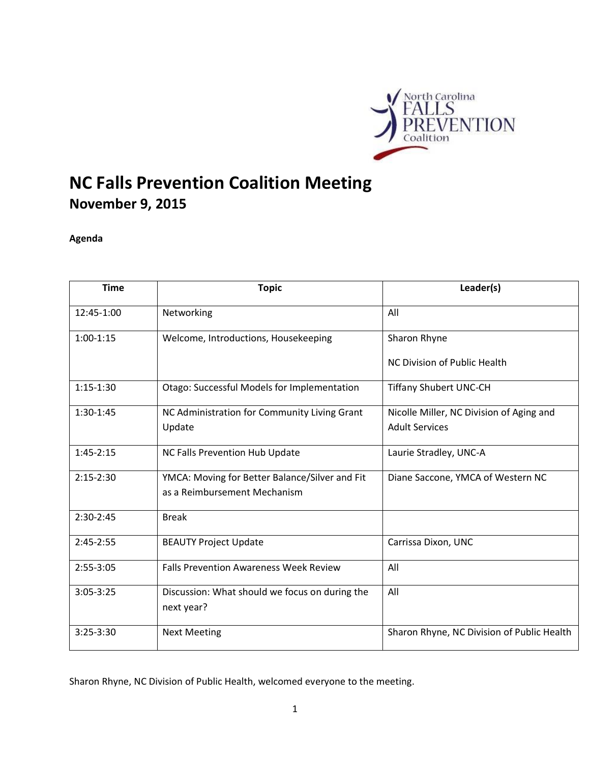# NC Falls Prevention Coalition Meeting

## November 9, 2015

**Agenda**

| Time | Topic | Leader(s) |
|---|---|---|
| 12:45-1:00 | Networking | All |
| 1:00-1:15 | Welcome, Introductions, Housekeeping | Sharon Rhyne<br><br>NC Division of Public Health |
| 1:15-1:30 | Otago: Successful Models for Implementation | Tiffany Shubert UNC-CH |
| 1:30-1:45 | NC Administration for Community Living Grant Update | Nicolle Miller, NC Division of Aging and Adult Services |
| 1:45-2:15 | NC Falls Prevention Hub Update | Laurie Stradley, UNC-A |
| 2:15-2:30 | YMCA: Moving for Better Balance/Silver and Fit as a Reimbursement Mechanism | Diane Saccone, YMCA of Western NC |
| 2:30-2:45 | Break | |
| 2:45-2:55 | BEAUTY Project Update | Carrissa Dixon, UNC |
| 2:55-3:05 | Falls Prevention Awareness Week Review | All |
| 3:05-3:25 | Discussion: What should we focus on during the next year? | All |
| 3:25-3:30 | Next Meeting | Sharon Rhyne, NC Division of Public Health |

Sharon Rhyne, NC Division of Public Health, welcomed everyone to the meeting.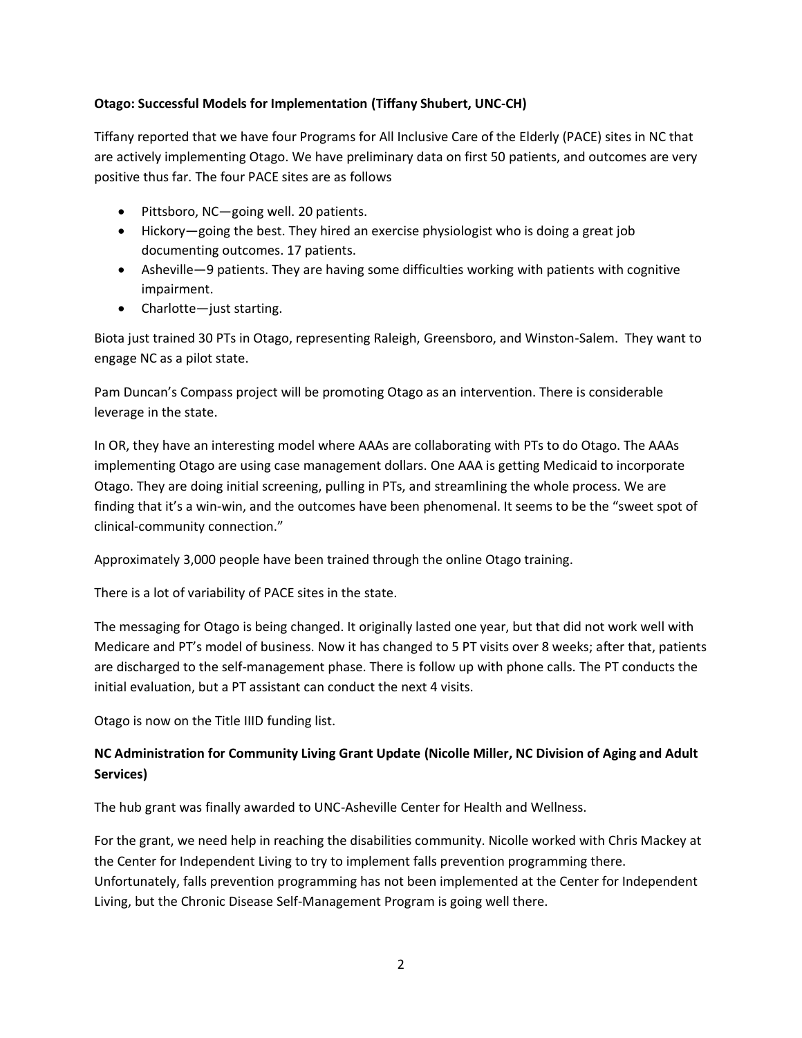**Otago: Successful Models for Implementation (Tiffany Shubert, UNC-CH)**

Tiffany reported that we have four Programs for All Inclusive Care of the Elderly (PACE) sites in NC that are actively implementing Otago. We have preliminary data on first 50 patients, and outcomes are very positive thus far. The four PACE sites are as follows

- Pittsboro, NC—going well. 20 patients.
- Hickory—going the best. They hired an exercise physiologist who is doing a great job documenting outcomes. 17 patients.
- Asheville—9 patients. They are having some difficulties working with patients with cognitive impairment.
- Charlotte—just starting.

Biota just trained 30 PTs in Otago, representing Raleigh, Greensboro, and Winston-Salem. They want to engage NC as a pilot state.

Pam Duncan's Compass project will be promoting Otago as an intervention. There is considerable leverage in the state.

In OR, they have an interesting model where AAAs are collaborating with PTs to do Otago. The AAAs implementing Otago are using case management dollars. One AAA is getting Medicaid to incorporate Otago. They are doing initial screening, pulling in PTs, and streamlining the whole process. We are finding that it's a win-win, and the outcomes have been phenomenal. It seems to be the "sweet spot of clinical-community connection."

Approximately 3,000 people have been trained through the online Otago training.

There is a lot of variability of PACE sites in the state.

The messaging for Otago is being changed. It originally lasted one year, but that did not work well with Medicare and PT's model of business. Now it has changed to 5 PT visits over 8 weeks; after that, patients are discharged to the self-management phase. There is follow up with phone calls. The PT conducts the initial evaluation, but a PT assistant can conduct the next 4 visits.

Otago is now on the Title IIID funding list.

**NC Administration for Community Living Grant Update (Nicolle Miller, NC Division of Aging and Adult Services)**

The hub grant was finally awarded to UNC-Asheville Center for Health and Wellness.

For the grant, we need help in reaching the disabilities community. Nicolle worked with Chris Mackey at the Center for Independent Living to try to implement falls prevention programming there. Unfortunately, falls prevention programming has not been implemented at the Center for Independent Living, but the Chronic Disease Self-Management Program is going well there.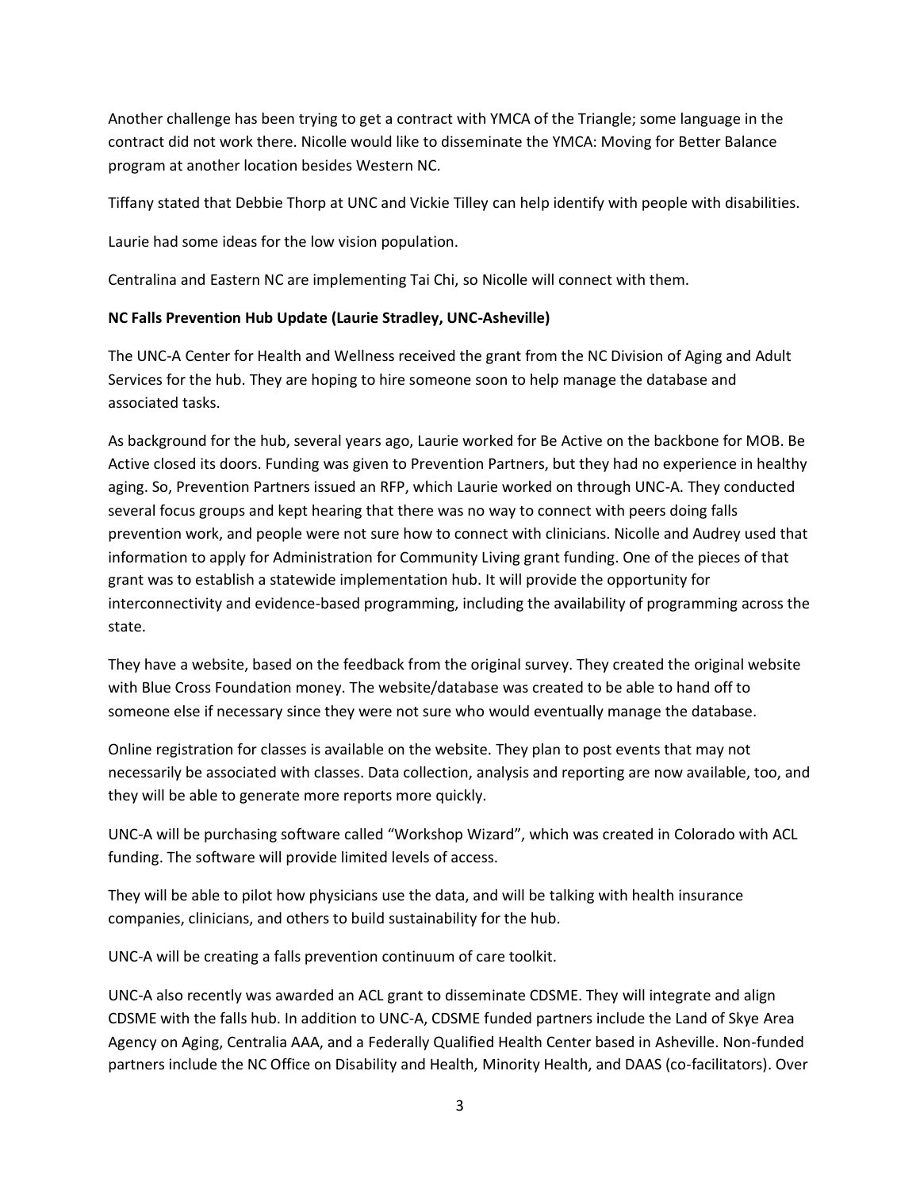Another challenge has been trying to get a contract with YMCA of the Triangle; some language in the contract did not work there. Nicolle would like to disseminate the YMCA: Moving for Better Balance program at another location besides Western NC.

Tiffany stated that Debbie Thorp at UNC and Vickie Tilley can help identify with people with disabilities.

Laurie had some ideas for the low vision population.

Centralina and Eastern NC are implementing Tai Chi, so Nicolle will connect with them.

**NC Falls Prevention Hub Update (Laurie Stradley, UNC-Asheville)**

The UNC-A Center for Health and Wellness received the grant from the NC Division of Aging and Adult Services for the hub. They are hoping to hire someone soon to help manage the database and associated tasks.

As background for the hub, several years ago, Laurie worked for Be Active on the backbone for MOB. Be Active closed its doors. Funding was given to Prevention Partners, but they had no experience in healthy aging. So, Prevention Partners issued an RFP, which Laurie worked on through UNC-A. They conducted several focus groups and kept hearing that there was no way to connect with peers doing falls prevention work, and people were not sure how to connect with clinicians. Nicolle and Audrey used that information to apply for Administration for Community Living grant funding. One of the pieces of that grant was to establish a statewide implementation hub. It will provide the opportunity for interconnectivity and evidence-based programming, including the availability of programming across the state.

They have a website, based on the feedback from the original survey. They created the original website with Blue Cross Foundation money. The website/database was created to be able to hand off to someone else if necessary since they were not sure who would eventually manage the database.

Online registration for classes is available on the website. They plan to post events that may not necessarily be associated with classes. Data collection, analysis and reporting are now available, too, and they will be able to generate more reports more quickly.

UNC-A will be purchasing software called "Workshop Wizard", which was created in Colorado with ACL funding. The software will provide limited levels of access.

They will be able to pilot how physicians use the data, and will be talking with health insurance companies, clinicians, and others to build sustainability for the hub.

UNC-A will be creating a falls prevention continuum of care toolkit.

UNC-A also recently was awarded an ACL grant to disseminate CDSME. They will integrate and align CDSME with the falls hub. In addition to UNC-A, CDSME funded partners include the Land of Skye Area Agency on Aging, Centralia AAA, and a Federally Qualified Health Center based in Asheville. Non-funded partners include the NC Office on Disability and Health, Minority Health, and DAAS (co-facilitators). Over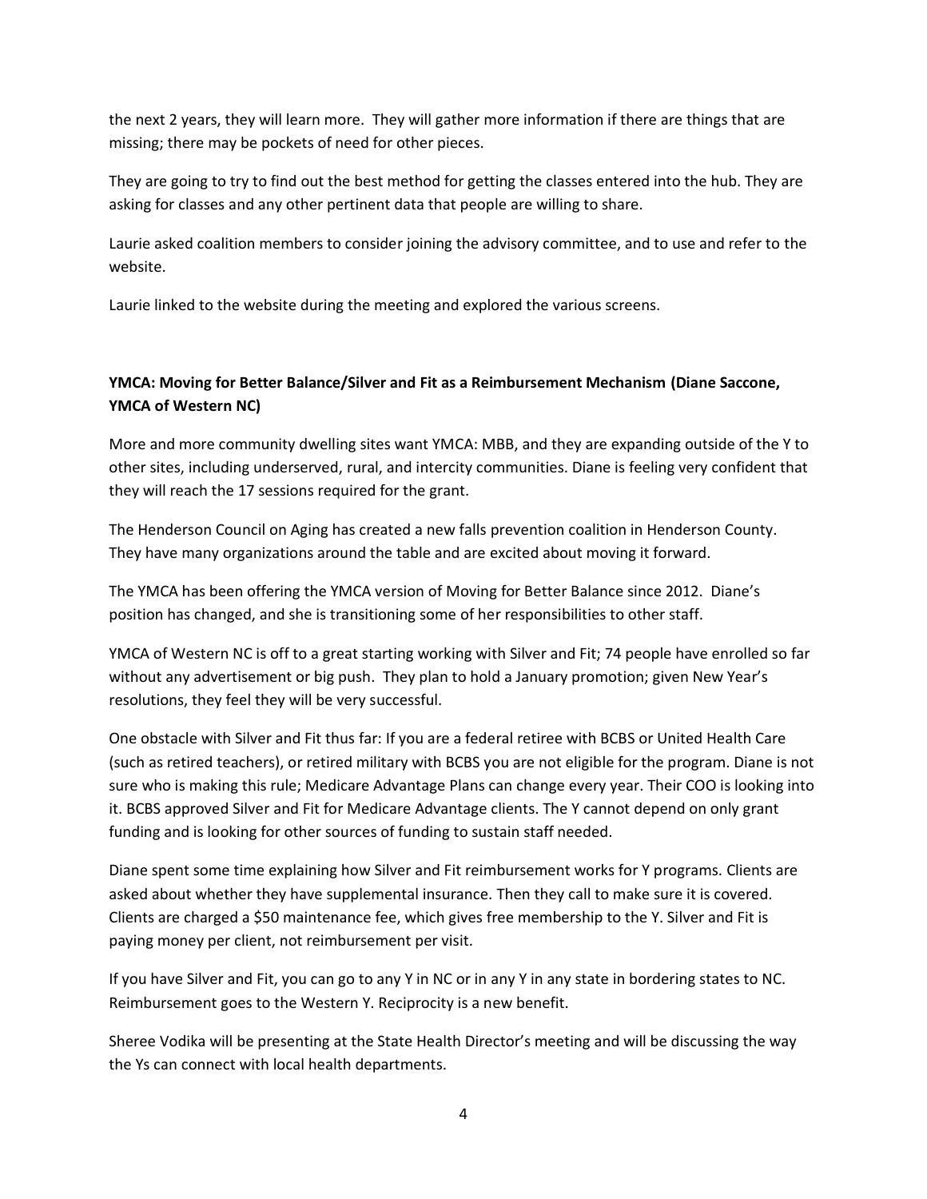the next 2 years, they will learn more. They will gather more information if there are things that are missing; there may be pockets of need for other pieces.

They are going to try to find out the best method for getting the classes entered into the hub. They are asking for classes and any other pertinent data that people are willing to share.

Laurie asked coalition members to consider joining the advisory committee, and to use and refer to the website.

Laurie linked to the website during the meeting and explored the various screens.

**YMCA: Moving for Better Balance/Silver and Fit as a Reimbursement Mechanism (Diane Saccone, YMCA of Western NC)**

More and more community dwelling sites want YMCA: MBB, and they are expanding outside of the Y to other sites, including underserved, rural, and intercity communities. Diane is feeling very confident that they will reach the 17 sessions required for the grant.

The Henderson Council on Aging has created a new falls prevention coalition in Henderson County. They have many organizations around the table and are excited about moving it forward.

The YMCA has been offering the YMCA version of Moving for Better Balance since 2012. Diane's position has changed, and she is transitioning some of her responsibilities to other staff.

YMCA of Western NC is off to a great starting working with Silver and Fit; 74 people have enrolled so far without any advertisement or big push. They plan to hold a January promotion; given New Year's resolutions, they feel they will be very successful.

One obstacle with Silver and Fit thus far: If you are a federal retiree with BCBS or United Health Care (such as retired teachers), or retired military with BCBS you are not eligible for the program. Diane is not sure who is making this rule; Medicare Advantage Plans can change every year. Their COO is looking into it. BCBS approved Silver and Fit for Medicare Advantage clients. The Y cannot depend on only grant funding and is looking for other sources of funding to sustain staff needed.

Diane spent some time explaining how Silver and Fit reimbursement works for Y programs. Clients are asked about whether they have supplemental insurance. Then they call to make sure it is covered. Clients are charged a $50 maintenance fee, which gives free membership to the Y. Silver and Fit is paying money per client, not reimbursement per visit.

If you have Silver and Fit, you can go to any Y in NC or in any Y in any state in bordering states to NC. Reimbursement goes to the Western Y. Reciprocity is a new benefit.

Sheree Vodika will be presenting at the State Health Director's meeting and will be discussing the way the Ys can connect with local health departments.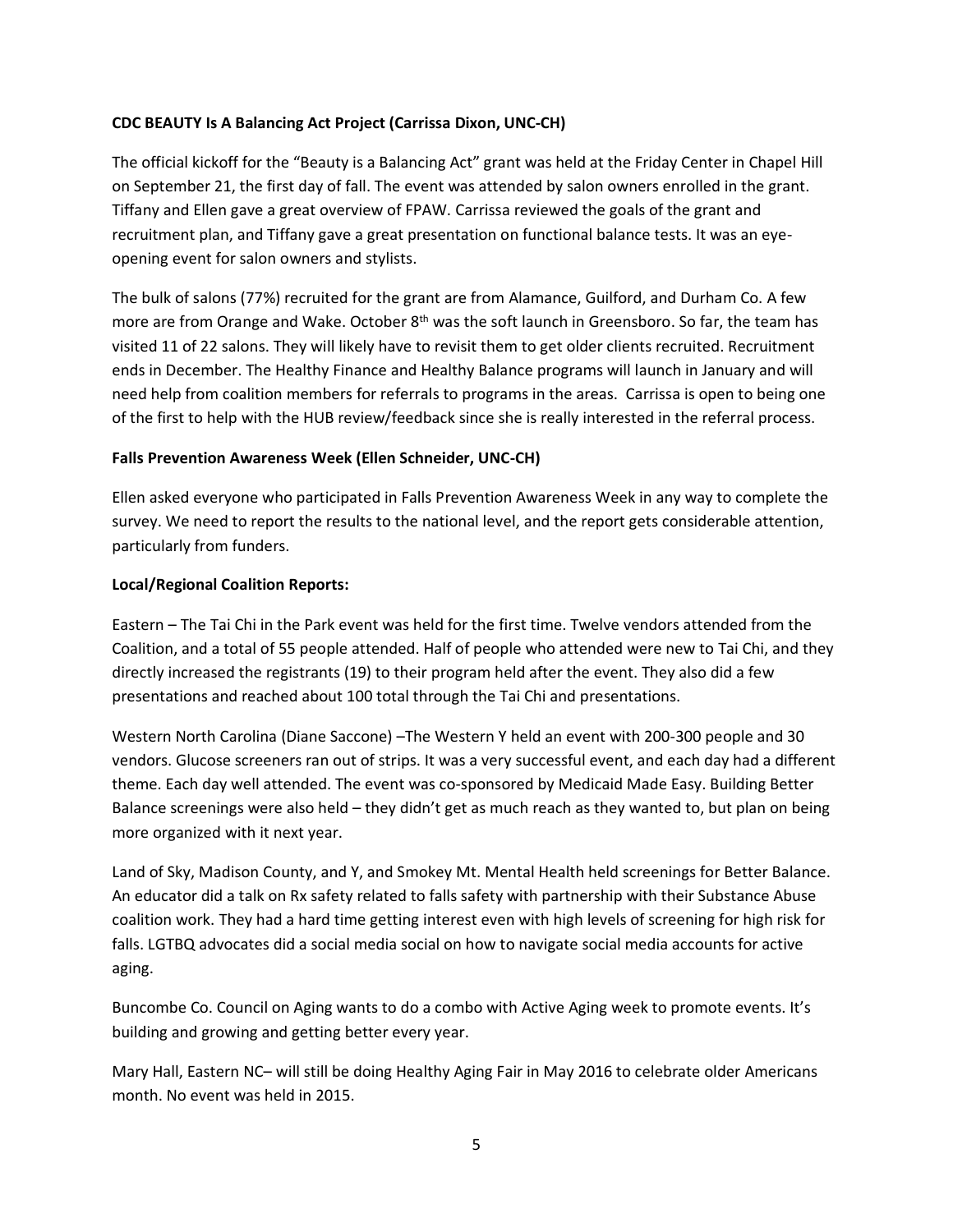**CDC BEAUTY Is A Balancing Act Project (Carrissa Dixon, UNC-CH)**

The official kickoff for the "Beauty is a Balancing Act" grant was held at the Friday Center in Chapel Hill on September 21, the first day of fall. The event was attended by salon owners enrolled in the grant. Tiffany and Ellen gave a great overview of FPAW. Carrissa reviewed the goals of the grant and recruitment plan, and Tiffany gave a great presentation on functional balance tests. It was an eye-opening event for salon owners and stylists.

The bulk of salons (77%) recruited for the grant are from Alamance, Guilford, and Durham Co. A few more are from Orange and Wake. October 8th was the soft launch in Greensboro. So far, the team has visited 11 of 22 salons. They will likely have to revisit them to get older clients recruited. Recruitment ends in December. The Healthy Finance and Healthy Balance programs will launch in January and will need help from coalition members for referrals to programs in the areas. Carrissa is open to being one of the first to help with the HUB review/feedback since she is really interested in the referral process.

**Falls Prevention Awareness Week (Ellen Schneider, UNC-CH)**

Ellen asked everyone who participated in Falls Prevention Awareness Week in any way to complete the survey. We need to report the results to the national level, and the report gets considerable attention, particularly from funders.

**Local/Regional Coalition Reports:**

Eastern – The Tai Chi in the Park event was held for the first time. Twelve vendors attended from the Coalition, and a total of 55 people attended. Half of people who attended were new to Tai Chi, and they directly increased the registrants (19) to their program held after the event. They also did a few presentations and reached about 100 total through the Tai Chi and presentations.

Western North Carolina (Diane Saccone) –The Western Y held an event with 200-300 people and 30 vendors. Glucose screeners ran out of strips. It was a very successful event, and each day had a different theme. Each day well attended. The event was co-sponsored by Medicaid Made Easy. Building Better Balance screenings were also held – they didn't get as much reach as they wanted to, but plan on being more organized with it next year.

Land of Sky, Madison County, and Y, and Smokey Mt. Mental Health held screenings for Better Balance. An educator did a talk on Rx safety related to falls safety with partnership with their Substance Abuse coalition work. They had a hard time getting interest even with high levels of screening for high risk for falls. LGTBQ advocates did a social media social on how to navigate social media accounts for active aging.

Buncombe Co. Council on Aging wants to do a combo with Active Aging week to promote events. It's building and growing and getting better every year.

Mary Hall, Eastern NC– will still be doing Healthy Aging Fair in May 2016 to celebrate older Americans month. No event was held in 2015.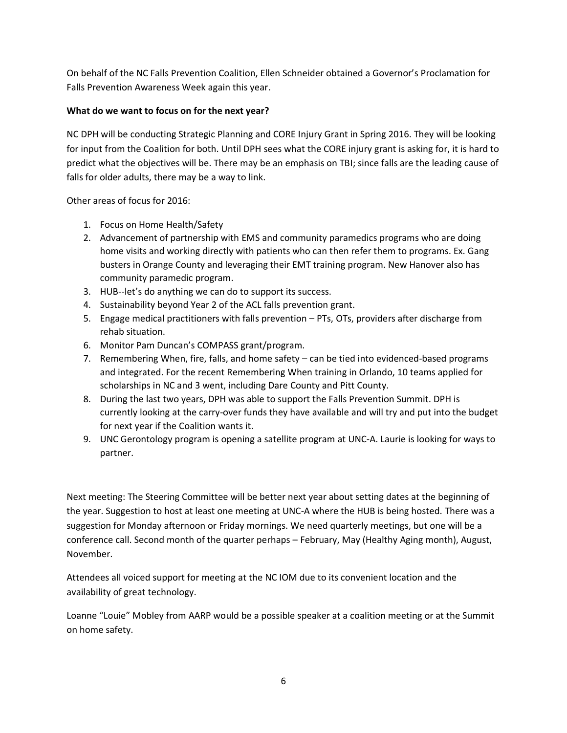On behalf of the NC Falls Prevention Coalition, Ellen Schneider obtained a Governor's Proclamation for Falls Prevention Awareness Week again this year.

**What do we want to focus on for the next year?**

NC DPH will be conducting Strategic Planning and CORE Injury Grant in Spring 2016. They will be looking for input from the Coalition for both. Until DPH sees what the CORE injury grant is asking for, it is hard to predict what the objectives will be. There may be an emphasis on TBI; since falls are the leading cause of falls for older adults, there may be a way to link.

Other areas of focus for 2016:

1. Focus on Home Health/Safety
2. Advancement of partnership with EMS and community paramedics programs who are doing home visits and working directly with patients who can then refer them to programs. Ex. Gang busters in Orange County and leveraging their EMT training program. New Hanover also has community paramedic program.
3. HUB--let's do anything we can do to support its success.
4. Sustainability beyond Year 2 of the ACL falls prevention grant.
5. Engage medical practitioners with falls prevention – PTs, OTs, providers after discharge from rehab situation.
6. Monitor Pam Duncan's COMPASS grant/program.
7. Remembering When, fire, falls, and home safety – can be tied into evidenced-based programs and integrated. For the recent Remembering When training in Orlando, 10 teams applied for scholarships in NC and 3 went, including Dare County and Pitt County.
8. During the last two years, DPH was able to support the Falls Prevention Summit. DPH is currently looking at the carry-over funds they have available and will try and put into the budget for next year if the Coalition wants it.
9. UNC Gerontology program is opening a satellite program at UNC-A. Laurie is looking for ways to partner.

Next meeting: The Steering Committee will be better next year about setting dates at the beginning of the year. Suggestion to host at least one meeting at UNC-A where the HUB is being hosted. There was a suggestion for Monday afternoon or Friday mornings. We need quarterly meetings, but one will be a conference call. Second month of the quarter perhaps – February, May (Healthy Aging month), August, November.

Attendees all voiced support for meeting at the NC IOM due to its convenient location and the availability of great technology.

Loanne "Louie" Mobley from AARP would be a possible speaker at a coalition meeting or at the Summit on home safety.